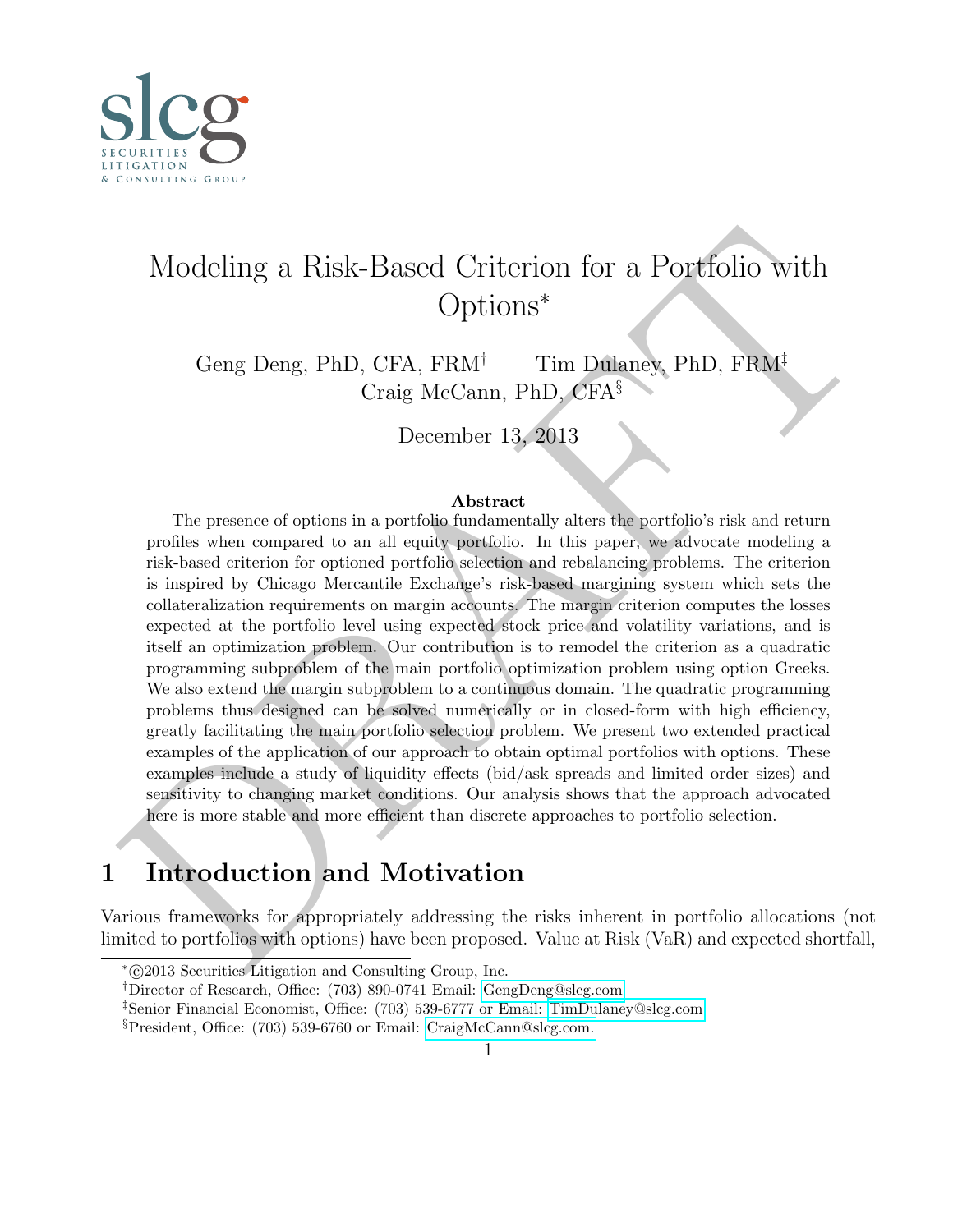# Modeling a Risk-Based Criterion for a Portfolio with Options*

Geng Deng, PhD, CFA, FRM[†] Tim Dulaney, PhD, FRM[‡]
Craig McCann, PhD, CFA[§]

December 13, 2013

**Abstract**

The presence of options in a portfolio fundamentally alters the portfolio's risk and return profiles when compared to an all equity portfolio. In this paper, we advocate modeling a risk-based criterion for optioned portfolio selection and rebalancing problems. The criterion is inspired by Chicago Mercantile Exchange's risk-based margining system which sets the collateralization requirements on margin accounts. The margin criterion computes the losses expected at the portfolio level using expected stock price and volatility variations, and is itself an optimization problem. Our contribution is to remodel the criterion as a quadratic programming subproblem of the main portfolio optimization problem using option Greeks. We also extend the margin subproblem to a continuous domain. The quadratic programming problems thus designed can be solved numerically or in closed-form with high efficiency, greatly facilitating the main portfolio selection problem. We present two extended practical examples of the application of our approach to obtain optimal portfolios with options. These examples include a study of liquidity effects (bid/ask spreads and limited order sizes) and sensitivity to changing market conditions. Our analysis shows that the approach advocated here is more stable and more efficient than discrete approaches to portfolio selection.

## 1 Introduction and Motivation

Various frameworks for appropriately addressing the risks inherent in portfolio allocations (not limited to portfolios with options) have been proposed. Value at Risk (VaR) and expected shortfall,

---

*©2013 Securities Litigation and Consulting Group, Inc.

†Director of Research, Office: (703) 890-0741 Email: GengDeng@slcg.com

‡Senior Financial Economist, Office: (703) 539-6777 or Email: TimDulaney@slcg.com

§President, Office: (703) 539-6760 or Email: CraigMcCann@slcg.com.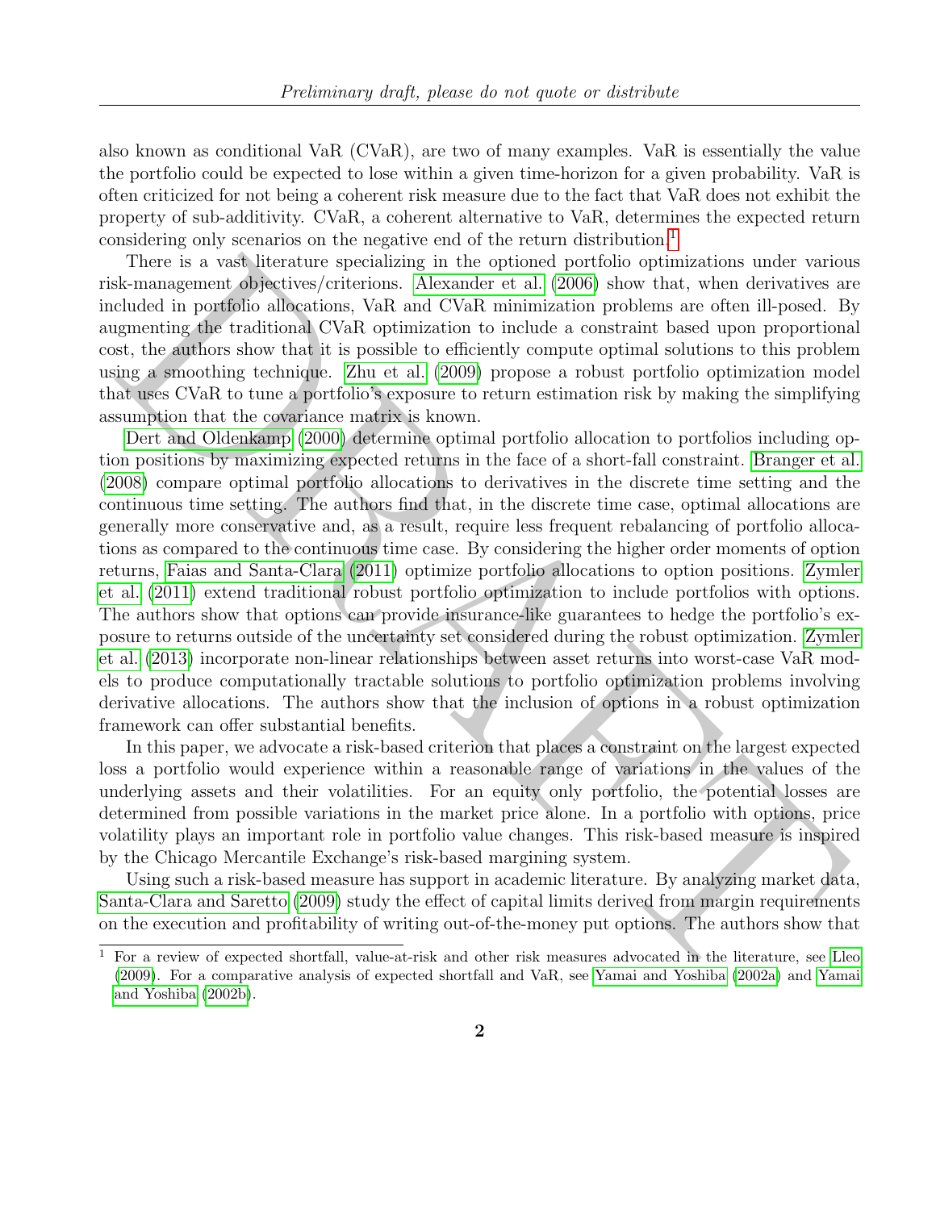also known as conditional VaR (CVaR), are two of many examples. VaR is essentially the value the portfolio could be expected to lose within a given time-horizon for a given probability. VaR is often criticized for not being a coherent risk measure due to the fact that VaR does not exhibit the property of sub-additivity. CVaR, a coherent alternative to VaR, determines the expected return considering only scenarios on the negative end of the return distribution.[1]

There is a vast literature specializing in the optioned portfolio optimizations under various risk-management objectives/criterions. Alexander et al. (2006) show that, when derivatives are included in portfolio allocations, VaR and CVaR minimization problems are often ill-posed. By augmenting the traditional CVaR optimization to include a constraint based upon proportional cost, the authors show that it is possible to efficiently compute optimal solutions to this problem using a smoothing technique. Zhu et al. (2009) propose a robust portfolio optimization model that uses CVaR to tune a portfolio's exposure to return estimation risk by making the simplifying assumption that the covariance matrix is known.

Dert and Oldenkamp (2000) determine optimal portfolio allocation to portfolios including option positions by maximizing expected returns in the face of a short-fall constraint. Branger et al. (2008) compare optimal portfolio allocations to derivatives in the discrete time setting and the continuous time setting. The authors find that, in the discrete time case, optimal allocations are generally more conservative and, as a result, require less frequent rebalancing of portfolio allocations as compared to the continuous time case. By considering the higher order moments of option returns, Faias and Santa-Clara (2011) optimize portfolio allocations to option positions. Zymler et al. (2011) extend traditional robust portfolio optimization to include portfolios with options. The authors show that options can provide insurance-like guarantees to hedge the portfolio's exposure to returns outside of the uncertainty set considered during the robust optimization. Zymler et al. (2013) incorporate non-linear relationships between asset returns into worst-case VaR models to produce computationally tractable solutions to portfolio optimization problems involving derivative allocations. The authors show that the inclusion of options in a robust optimization framework can offer substantial benefits.

In this paper, we advocate a risk-based criterion that places a constraint on the largest expected loss a portfolio would experience within a reasonable range of variations in the values of the underlying assets and their volatilities. For an equity only portfolio, the potential losses are determined from possible variations in the market price alone. In a portfolio with options, price volatility plays an important role in portfolio value changes. This risk-based measure is inspired by the Chicago Mercantile Exchange's risk-based margining system.

Using such a risk-based measure has support in academic literature. By analyzing market data, Santa-Clara and Saretto (2009) study the effect of capital limits derived from margin requirements on the execution and profitability of writing out-of-the-money put options. The authors show that

[1] For a review of expected shortfall, value-at-risk and other risk measures advocated in the literature, see Lleo (2009). For a comparative analysis of expected shortfall and VaR, see Yamai and Yoshiba (2002a) and Yamai and Yoshiba (2002b).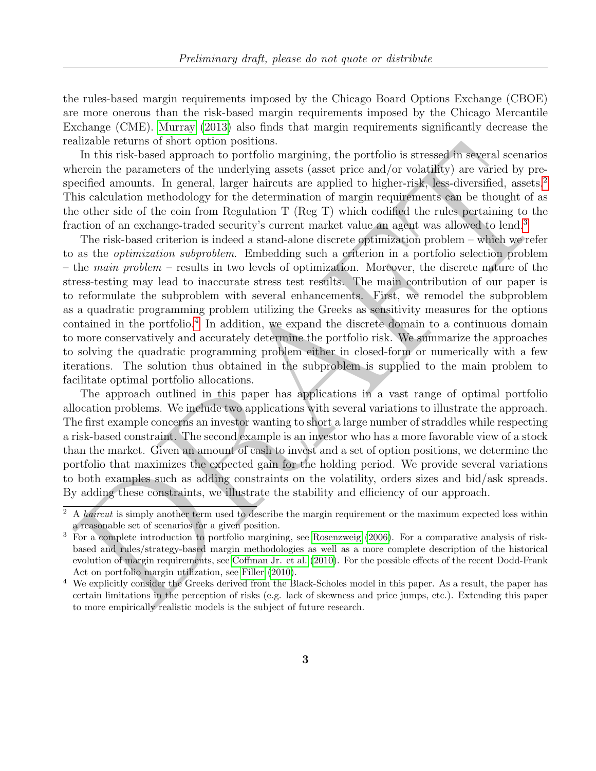the rules-based margin requirements imposed by the Chicago Board Options Exchange (CBOE) are more onerous than the risk-based margin requirements imposed by the Chicago Mercantile Exchange (CME). Murray (2013) also finds that margin requirements significantly decrease the realizable returns of short option positions.

In this risk-based approach to portfolio margining, the portfolio is stressed in several scenarios wherein the parameters of the underlying assets (asset price and/or volatility) are varied by pre-specified amounts. In general, larger haircuts are applied to higher-risk, less-diversified, assets.[2] This calculation methodology for the determination of margin requirements can be thought of as the other side of the coin from Regulation T (Reg T) which codified the rules pertaining to the fraction of an exchange-traded security's current market value an agent was allowed to lend.[3]

The risk-based criterion is indeed a stand-alone discrete optimization problem – which we refer to as the *optimization subproblem*. Embedding such a criterion in a portfolio selection problem – the *main problem* – results in two levels of optimization. Moreover, the discrete nature of the stress-testing may lead to inaccurate stress test results. The main contribution of our paper is to reformulate the subproblem with several enhancements. First, we remodel the subproblem as a quadratic programming problem utilizing the Greeks as sensitivity measures for the options contained in the portfolio.[4] In addition, we expand the discrete domain to a continuous domain to more conservatively and accurately determine the portfolio risk. We summarize the approaches to solving the quadratic programming problem either in closed-form or numerically with a few iterations. The solution thus obtained in the subproblem is supplied to the main problem to facilitate optimal portfolio allocations.

The approach outlined in this paper has applications in a vast range of optimal portfolio allocation problems. We include two applications with several variations to illustrate the approach. The first example concerns an investor wanting to short a large number of straddles while respecting a risk-based constraint. The second example is an investor who has a more favorable view of a stock than the market. Given an amount of cash to invest and a set of option positions, we determine the portfolio that maximizes the expected gain for the holding period. We provide several variations to both examples such as adding constraints on the volatility, orders sizes and bid/ask spreads. By adding these constraints, we illustrate the stability and efficiency of our approach.

---

[2] A *haircut* is simply another term used to describe the margin requirement or the maximum expected loss within a reasonable set of scenarios for a given position.

[3] For a complete introduction to portfolio margining, see Rosenzweig (2006). For a comparative analysis of risk-based and rules/strategy-based margin methodologies as well as a more complete description of the historical evolution of margin requirements, see Coffman Jr. et al. (2010). For the possible effects of the recent Dodd-Frank Act on portfolio margin utilization, see Filler (2010).

[4] We explicitly consider the Greeks derived from the Black-Scholes model in this paper. As a result, the paper has certain limitations in the perception of risks (e.g. lack of skewness and price jumps, etc.). Extending this paper to more empirically realistic models is the subject of future research.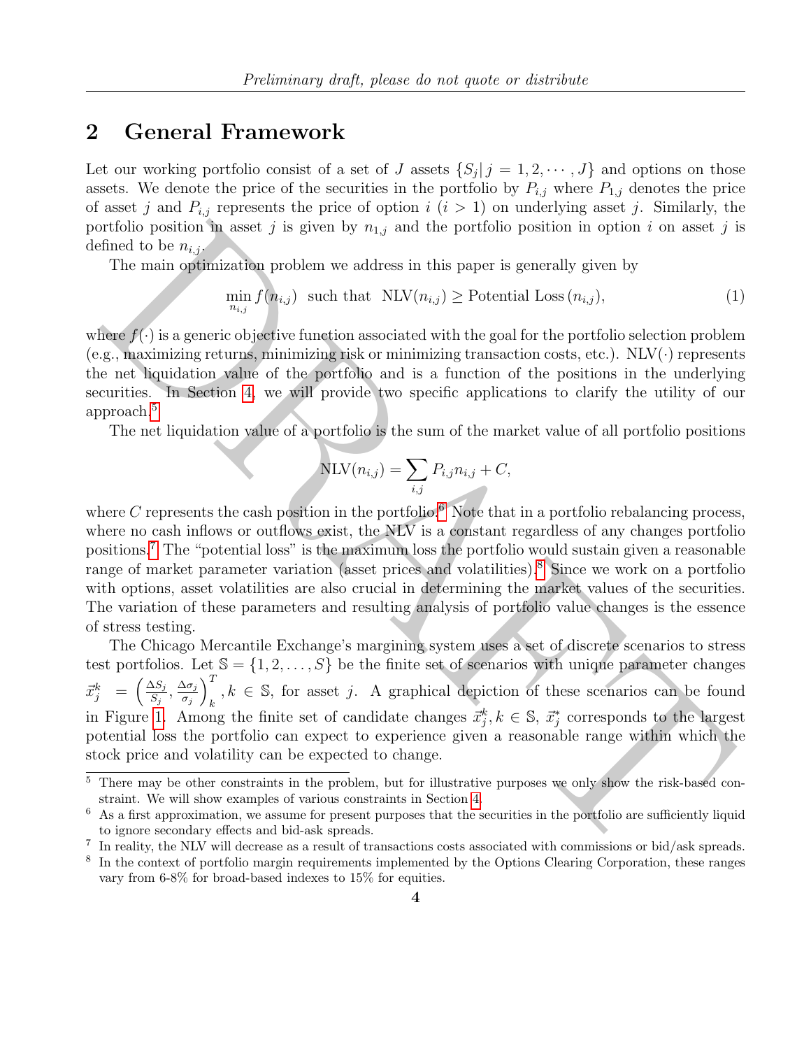## 2 General Framework

Let our working portfolio consist of a set of $J$ assets $\{S_j | j = 1, 2, \cdots, J\}$ and options on those assets. We denote the price of the securities in the portfolio by $P_{i,j}$ where $P_{1,j}$ denotes the price of asset $j$ and $P_{i,j}$ represents the price of option $i$ ($i > 1$) on underlying asset $j$. Similarly, the portfolio position in asset $j$ is given by $n_{1,j}$ and the portfolio position in option $i$ on asset $j$ is defined to be $n_{i,j}$.

The main optimization problem we address in this paper is generally given by

$$\min_{n_{i,j}} f(n_{i,j}) \text{ such that } \text{NLV}(n_{i,j}) \geq \text{Potential Loss}\,(n_{i,j}), \tag{1}$$

where $f(\cdot)$ is a generic objective function associated with the goal for the portfolio selection problem (e.g., maximizing returns, minimizing risk or minimizing transaction costs, etc.). NLV$(\cdot)$ represents the net liquidation value of the portfolio and is a function of the positions in the underlying securities. In Section 4, we will provide two specific applications to clarify the utility of our approach.[5]

The net liquidation value of a portfolio is the sum of the market value of all portfolio positions

$$\text{NLV}(n_{i,j}) = \sum_{i,j} P_{i,j} n_{i,j} + C,$$

where $C$ represents the cash position in the portfolio.[6] Note that in a portfolio rebalancing process, where no cash inflows or outflows exist, the NLV is a constant regardless of any changes portfolio positions.[7] The "potential loss" is the maximum loss the portfolio would sustain given a reasonable range of market parameter variation (asset prices and volatilities).[8] Since we work on a portfolio with options, asset volatilities are also crucial in determining the market values of the securities. The variation of these parameters and resulting analysis of portfolio value changes is the essence of stress testing.

The Chicago Mercantile Exchange's margining system uses a set of discrete scenarios to stress test portfolios. Let $\mathbb{S} = \{1, 2, \ldots, S\}$ be the finite set of scenarios with unique parameter changes $\vec{x}_j^k = \left(\frac{\Delta S_j}{S_j}, \frac{\Delta \sigma_j}{\sigma_j}\right)_k^T, k \in \mathbb{S}$, for asset $j$. A graphical depiction of these scenarios can be found in Figure 1. Among the finite set of candidate changes $\vec{x}_j^k, k \in \mathbb{S}$, $\vec{x}_j^*$ corresponds to the largest potential loss the portfolio can expect to experience given a reasonable range within which the stock price and volatility can be expected to change.

---

[5] There may be other constraints in the problem, but for illustrative purposes we only show the risk-based constraint. We will show examples of various constraints in Section 4.

[6] As a first approximation, we assume for present purposes that the securities in the portfolio are sufficiently liquid to ignore secondary effects and bid-ask spreads.

[7] In reality, the NLV will decrease as a result of transactions costs associated with commissions or bid/ask spreads.

[8] In the context of portfolio margin requirements implemented by the Options Clearing Corporation, these ranges vary from 6-8% for broad-based indexes to 15% for equities.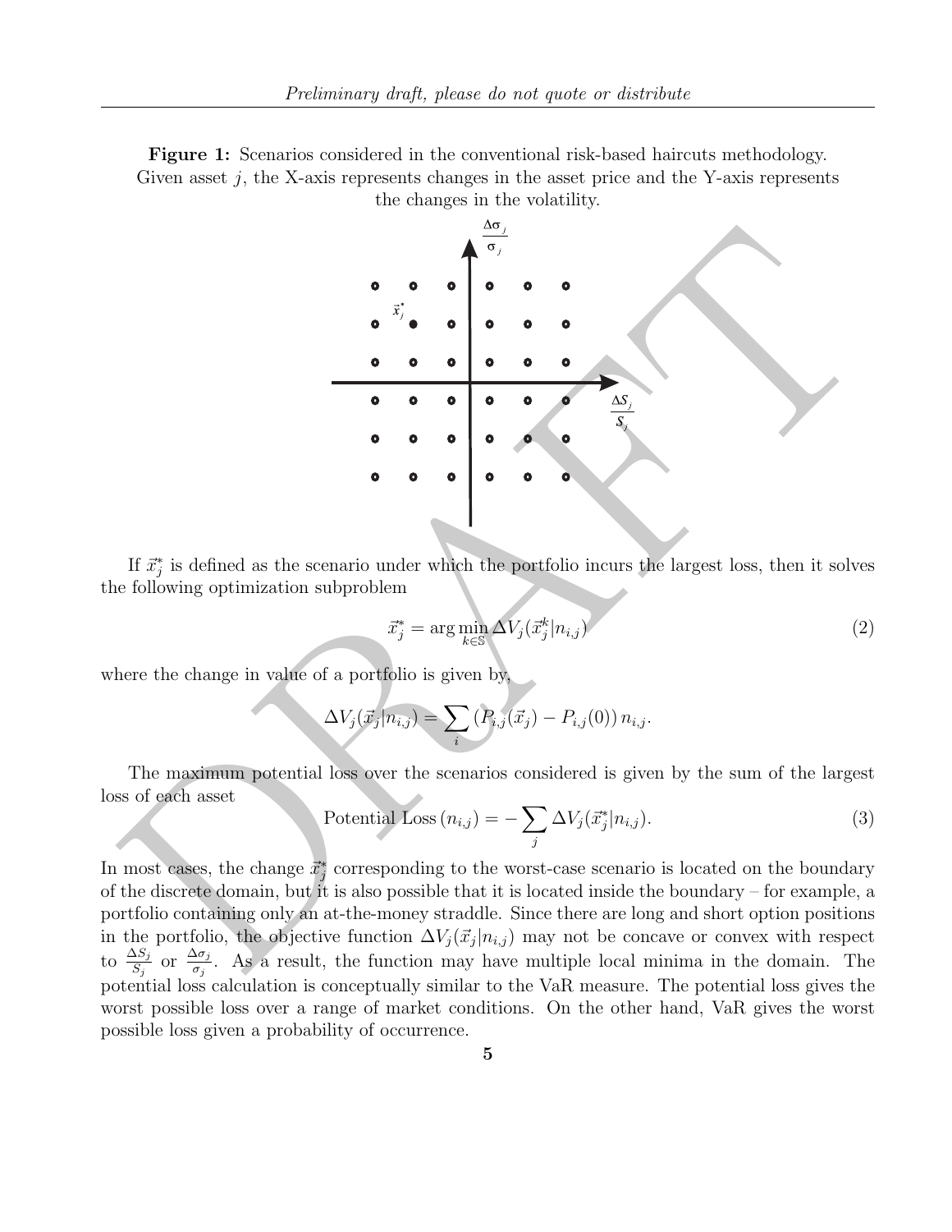**Figure 1:** Scenarios considered in the conventional risk-based haircuts methodology. Given asset $j$, the X-axis represents changes in the asset price and the Y-axis represents the changes in the volatility.

If $\vec{x}_j^*$ is defined as the scenario under which the portfolio incurs the largest loss, then it solves the following optimization subproblem

$$\vec{x}_j^* = \arg\min_{k \in \mathbb{S}} \Delta V_j(\vec{x}_j^k | n_{i,j}) \tag{2}$$

where the change in value of a portfolio is given by,

$$\Delta V_j(\vec{x}_j | n_{i,j}) = \sum_i \left( P_{i,j}(\vec{x}_j) - P_{i,j}(0) \right) n_{i,j}.$$

The maximum potential loss over the scenarios considered is given by the sum of the largest loss of each asset

$$\text{Potential Loss}\,(n_{i,j}) = -\sum_j \Delta V_j(\vec{x}_j^* | n_{i,j}). \tag{3}$$

In most cases, the change $\vec{x}_j^*$ corresponding to the worst-case scenario is located on the boundary of the discrete domain, but it is also possible that it is located inside the boundary – for example, a portfolio containing only an at-the-money straddle. Since there are long and short option positions in the portfolio, the objective function $\Delta V_j(\vec{x}_j | n_{i,j})$ may not be concave or convex with respect to $\frac{\Delta S_j}{S_j}$ or $\frac{\Delta \sigma_j}{\sigma_j}$. As a result, the function may have multiple local minima in the domain. The potential loss calculation is conceptually similar to the VaR measure. The potential loss gives the worst possible loss over a range of market conditions. On the other hand, VaR gives the worst possible loss given a probability of occurrence.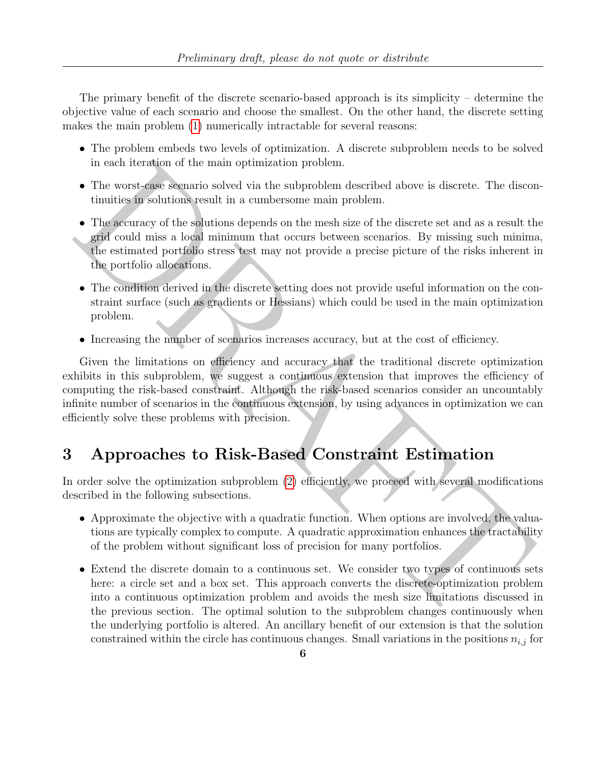The primary benefit of the discrete scenario-based approach is its simplicity – determine the objective value of each scenario and choose the smallest. On the other hand, the discrete setting makes the main problem (1) numerically intractable for several reasons:

- The problem embeds two levels of optimization. A discrete subproblem needs to be solved in each iteration of the main optimization problem.
- The worst-case scenario solved via the subproblem described above is discrete. The discontinuities in solutions result in a cumbersome main problem.
- The accuracy of the solutions depends on the mesh size of the discrete set and as a result the grid could miss a local minimum that occurs between scenarios. By missing such minima, the estimated portfolio stress test may not provide a precise picture of the risks inherent in the portfolio allocations.
- The condition derived in the discrete setting does not provide useful information on the constraint surface (such as gradients or Hessians) which could be used in the main optimization problem.
- Increasing the number of scenarios increases accuracy, but at the cost of efficiency.

Given the limitations on efficiency and accuracy that the traditional discrete optimization exhibits in this subproblem, we suggest a continuous extension that improves the efficiency of computing the risk-based constraint. Although the risk-based scenarios consider an uncountably infinite number of scenarios in the continuous extension, by using advances in optimization we can efficiently solve these problems with precision.

# 3 Approaches to Risk-Based Constraint Estimation

In order solve the optimization subproblem (2) efficiently, we proceed with several modifications described in the following subsections.

- Approximate the objective with a quadratic function. When options are involved, the valuations are typically complex to compute. A quadratic approximation enhances the tractability of the problem without significant loss of precision for many portfolios.
- Extend the discrete domain to a continuous set. We consider two types of continuous sets here: a circle set and a box set. This approach converts the discrete-optimization problem into a continuous optimization problem and avoids the mesh size limitations discussed in the previous section. The optimal solution to the subproblem changes continuously when the underlying portfolio is altered. An ancillary benefit of our extension is that the solution constrained within the circle has continuous changes. Small variations in the positions $n_{i,j}$ for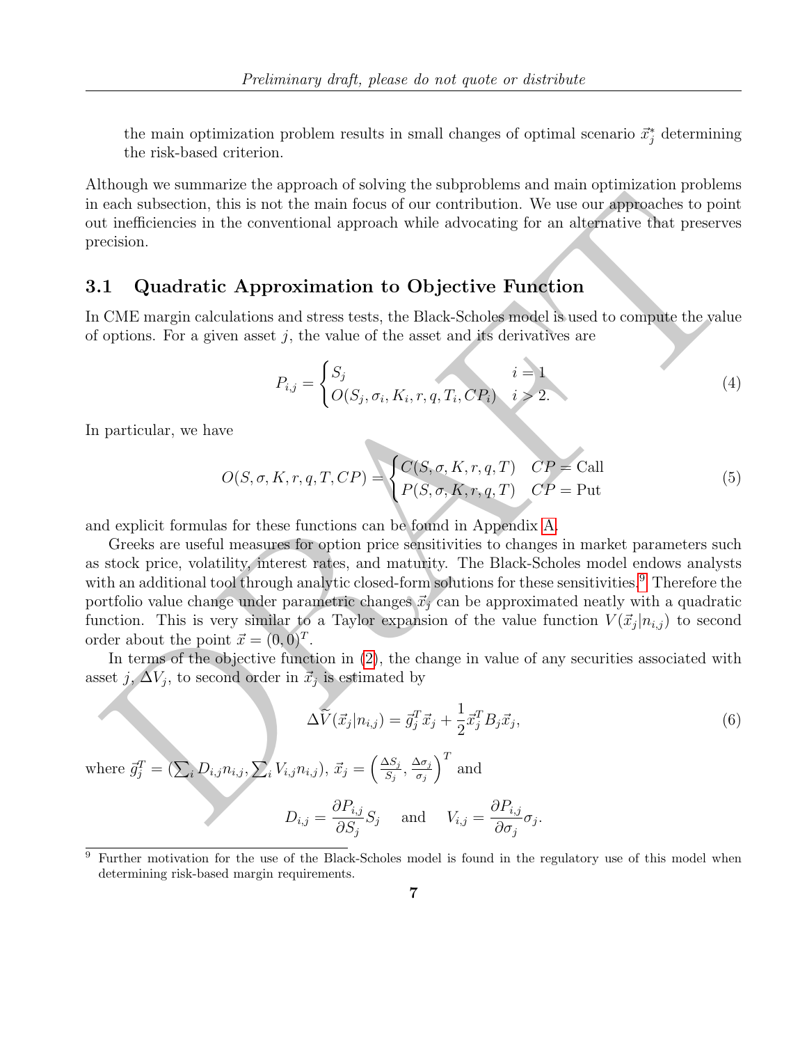the main optimization problem results in small changes of optimal scenario $\vec{x}_j^*$ determining the risk-based criterion.

Although we summarize the approach of solving the subproblems and main optimization problems in each subsection, this is not the main focus of our contribution. We use our approaches to point out inefficiencies in the conventional approach while advocating for an alternative that preserves precision.

### 3.1 Quadratic Approximation to Objective Function

In CME margin calculations and stress tests, the Black-Scholes model is used to compute the value of options. For a given asset $j$, the value of the asset and its derivatives are

$$P_{i,j} = \begin{cases} S_j & i = 1 \\ O(S_j, \sigma_i, K_i, r, q, T_i, CP_i) & i > 2. \end{cases} \tag{4}$$

In particular, we have

$$O(S, \sigma, K, r, q, T, CP) = \begin{cases} C(S, \sigma, K, r, q, T) & CP = \text{Call} \\ P(S, \sigma, K, r, q, T) & CP = \text{Put} \end{cases} \tag{5}$$

and explicit formulas for these functions can be found in Appendix A.

Greeks are useful measures for option price sensitivities to changes in market parameters such as stock price, volatility, interest rates, and maturity. The Black-Scholes model endows analysts with an additional tool through analytic closed-form solutions for these sensitivities.[9] Therefore the portfolio value change under parametric changes $\vec{x}_j$ can be approximated neatly with a quadratic function. This is very similar to a Taylor expansion of the value function $V(\vec{x}_j | n_{i,j})$ to second order about the point $\vec{x} = (0, 0)^T$.

In terms of the objective function in (2), the change in value of any securities associated with asset $j$, $\Delta V_j$, to second order in $\vec{x}_j$ is estimated by

$$\Delta\widetilde{V}(\vec{x}_j | n_{i,j}) = \vec{g}_j^T \vec{x}_j + \frac{1}{2} \vec{x}_j^T B_j \vec{x}_j, \tag{6}$$

where $\vec{g}_j^T = (\sum_i D_{i,j} n_{i,j}, \sum_i V_{i,j} n_{i,j})$, $\vec{x}_j = \left( \frac{\Delta S_j}{S_j}, \frac{\Delta \sigma_j}{\sigma_j} \right)^T$ and

$$D_{i,j} = \frac{\partial P_{i,j}}{\partial S_j} S_j \quad \text{and} \quad V_{i,j} = \frac{\partial P_{i,j}}{\partial \sigma_j} \sigma_j.$$

[9] Further motivation for the use of the Black-Scholes model is found in the regulatory use of this model when determining risk-based margin requirements.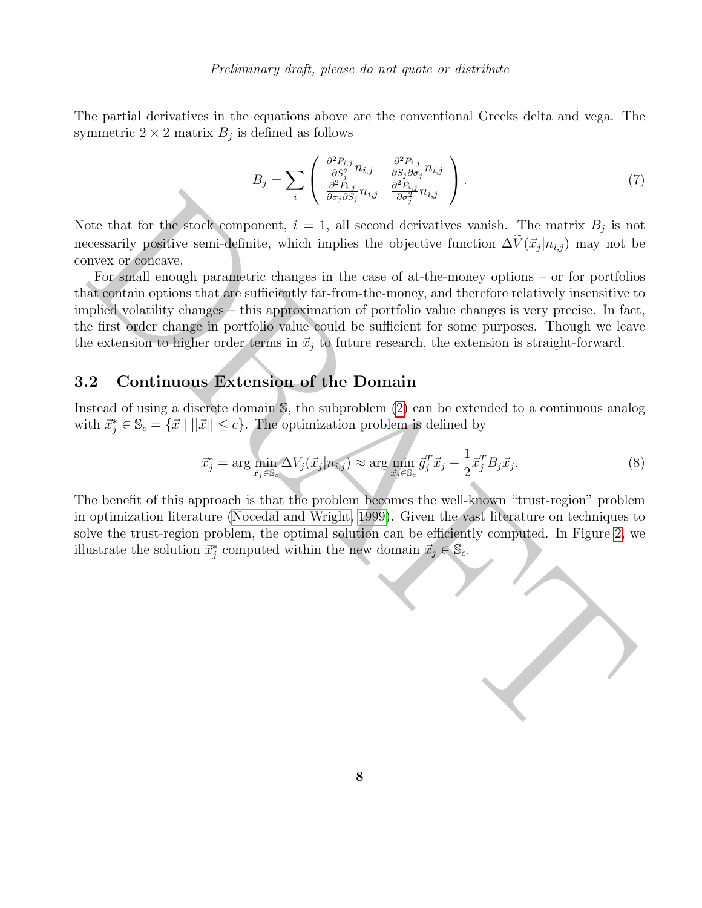The partial derivatives in the equations above are the conventional Greeks delta and vega. The symmetric $2 \times 2$ matrix $B_j$ is defined as follows

$$B_j = \sum_i \begin{pmatrix} \frac{\partial^2 P_{i,j}}{\partial S_j^2} n_{i,j} & \frac{\partial^2 P_{i,j}}{\partial S_j \partial \sigma_j} n_{i,j} \\ \frac{\partial^2 P_{i,j}}{\partial \sigma_j \partial S_j} n_{i,j} & \frac{\partial^2 P_{i,j}}{\partial \sigma_j^2} n_{i,j} \end{pmatrix}. \tag{7}$$

Note that for the stock component, $i = 1$, all second derivatives vanish. The matrix $B_j$ is not necessarily positive semi-definite, which implies the objective function $\Delta \widetilde{V}(\vec{x}_j | n_{i,j})$ may not be convex or concave.

For small enough parametric changes in the case of at-the-money options – or for portfolios that contain options that are sufficiently far-from-the-money, and therefore relatively insensitive to implied volatility changes – this approximation of portfolio value changes is very precise. In fact, the first order change in portfolio value could be sufficient for some purposes. Though we leave the extension to higher order terms in $\vec{x}_j$ to future research, the extension is straight-forward.

## 3.2 Continuous Extension of the Domain

Instead of using a discrete domain $\mathbb{S}$, the subproblem (2) can be extended to a continuous analog with $\vec{x}_j^* \in \mathbb{S}_c = \{\vec{x} \mid ||\vec{x}|| \leq c\}$. The optimization problem is defined by

$$\vec{x}_j^* = \arg \min_{\vec{x}_j \in \mathbb{S}_c} \Delta V_j(\vec{x}_j | n_{i,j}) \approx \arg \min_{\vec{x}_j \in \mathbb{S}_c} \vec{g}_j^T \vec{x}_j + \frac{1}{2} \vec{x}_j^T B_j \vec{x}_j. \tag{8}$$

The benefit of this approach is that the problem becomes the well-known "trust-region" problem in optimization literature (Nocedal and Wright, 1999). Given the vast literature on techniques to solve the trust-region problem, the optimal solution can be efficiently computed. In Figure 2, we illustrate the solution $\vec{x}_j^*$ computed within the new domain $\vec{x}_j \in \mathbb{S}_c$.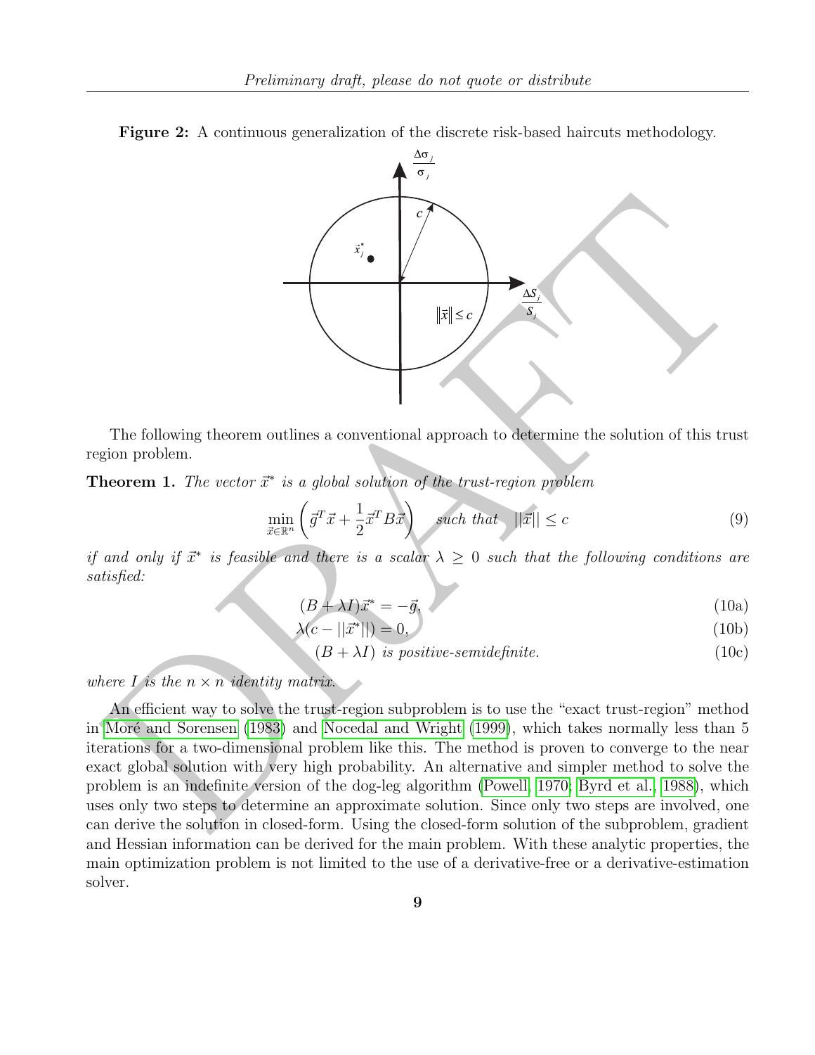**Figure 2:** A continuous generalization of the discrete risk-based haircuts methodology.

The following theorem outlines a conventional approach to determine the solution of this trust region problem.

**Theorem 1.** *The vector $\vec{x}^*$ is a global solution of the trust-region problem*

$$\min_{\vec{x}\in\mathbb{R}^n} \left( \vec{g}^T \vec{x} + \frac{1}{2} \vec{x}^T B \vec{x} \right) \quad \text{such that} \quad ||\vec{x}|| \leq c \tag{9}$$

*if and only if $\vec{x}^*$ is feasible and there is a scalar $\lambda \geq 0$ such that the following conditions are satisfied:*

$$(B + \lambda I)\vec{x}^* = -\vec{g}, \tag{10a}$$

$$\lambda(c - ||\vec{x}^*||) = 0, \tag{10b}$$

$$(B + \lambda I) \text{ is positive-semidefinite.} \tag{10c}$$

*where $I$ is the $n \times n$ identity matrix.*

An efficient way to solve the trust-region subproblem is to use the "exact trust-region" method in Moré and Sorensen (1983) and Nocedal and Wright (1999), which takes normally less than 5 iterations for a two-dimensional problem like this. The method is proven to converge to the near exact global solution with very high probability. An alternative and simpler method to solve the problem is an indefinite version of the dog-leg algorithm (Powell, 1970; Byrd et al., 1988), which uses only two steps to determine an approximate solution. Since only two steps are involved, one can derive the solution in closed-form. Using the closed-form solution of the subproblem, gradient and Hessian information can be derived for the main problem. With these analytic properties, the main optimization problem is not limited to the use of a derivative-free or a derivative-estimation solver.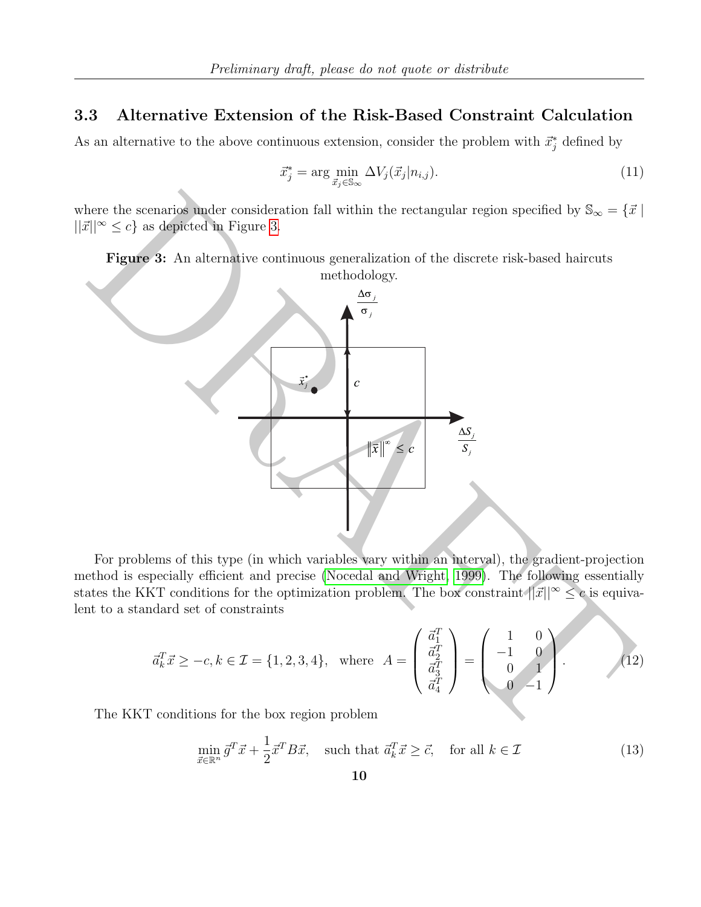### 3.3 Alternative Extension of the Risk-Based Constraint Calculation

As an alternative to the above continuous extension, consider the problem with $\vec{x}_j^*$ defined by

$$\vec{x}_j^* = \arg \min_{\vec{x}_j \in \mathbb{S}_\infty} \Delta V_j(\vec{x}_j | n_{i,j}). \tag{11}$$

where the scenarios under consideration fall within the rectangular region specified by $\mathbb{S}_\infty = \{\vec{x} \mid ||\vec{x}||^\infty \leq c\}$ as depicted in Figure 3.

**Figure 3:** An alternative continuous generalization of the discrete risk-based haircuts methodology.

For problems of this type (in which variables vary within an interval), the gradient-projection method is especially efficient and precise (Nocedal and Wright, 1999). The following essentially states the KKT conditions for the optimization problem. The box constraint $||\vec{x}||^\infty \leq c$ is equivalent to a standard set of constraints

$$\vec{a}_k^T \vec{x} \geq -c, k \in \mathcal{I} = \{1, 2, 3, 4\}, \quad \text{where} \quad A = \begin{pmatrix} \vec{a}_1^T \\ \vec{a}_2^T \\ \vec{a}_3^T \\ \vec{a}_4^T \end{pmatrix} = \begin{pmatrix} 1 & 0 \\ -1 & 0 \\ 0 & 1 \\ 0 & -1 \end{pmatrix}. \tag{12}$$

The KKT conditions for the box region problem

$$\min_{\vec{x} \in \mathbb{R}^n} \vec{g}^T \vec{x} + \frac{1}{2} \vec{x}^T B \vec{x}, \quad \text{such that } \vec{a}_k^T \vec{x} \geq \vec{c}, \quad \text{for all } k \in \mathcal{I} \tag{13}$$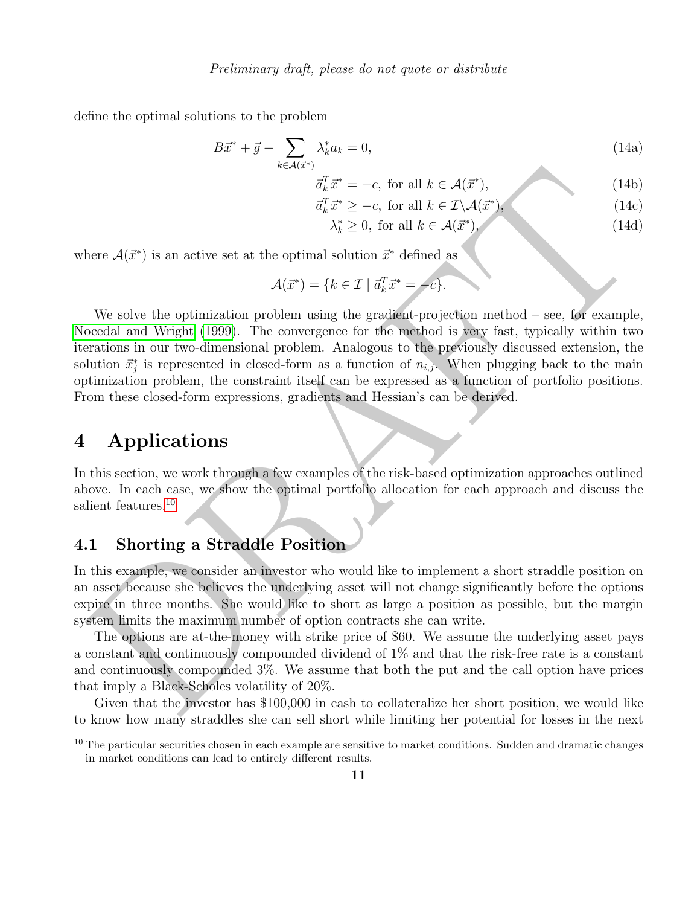define the optimal solutions to the problem

$$B\vec{x}^* + \vec{g} - \sum_{k \in \mathcal{A}(\vec{x}^*)} \lambda_k^* a_k = 0, \tag{14a}$$

$$\vec{a}_k^T \vec{x}^* = -c, \text{ for all } k \in \mathcal{A}(\vec{x}^*), \tag{14b}$$

$$\vec{a}_k^T \vec{x}^* \geq -c, \text{ for all } k \in \mathcal{I} \backslash \mathcal{A}(\vec{x}^*), \tag{14c}$$

$$\lambda_k^* \geq 0, \text{ for all } k \in \mathcal{A}(\vec{x}^*), \tag{14d}$$

where $\mathcal{A}(\vec{x}^*)$ is an active set at the optimal solution $\vec{x}^*$ defined as

$$\mathcal{A}(\vec{x}^*) = \{k \in \mathcal{I} \mid \vec{a}_k^T \vec{x}^* = -c\}.$$

We solve the optimization problem using the gradient-projection method – see, for example, Nocedal and Wright (1999). The convergence for the method is very fast, typically within two iterations in our two-dimensional problem. Analogous to the previously discussed extension, the solution $\vec{x}_j^*$ is represented in closed-form as a function of $n_{i,j}$. When plugging back to the main optimization problem, the constraint itself can be expressed as a function of portfolio positions. From these closed-form expressions, gradients and Hessian's can be derived.

# 4 Applications

In this section, we work through a few examples of the risk-based optimization approaches outlined above. In each case, we show the optimal portfolio allocation for each approach and discuss the salient features.[10]

## 4.1 Shorting a Straddle Position

In this example, we consider an investor who would like to implement a short straddle position on an asset because she believes the underlying asset will not change significantly before the options expire in three months. She would like to short as large a position as possible, but the margin system limits the maximum number of option contracts she can write.

The options are at-the-money with strike price of \$60. We assume the underlying asset pays a constant and continuously compounded dividend of 1% and that the risk-free rate is a constant and continuously compounded 3%. We assume that both the put and the call option have prices that imply a Black-Scholes volatility of 20%.

Given that the investor has \$100,000 in cash to collateralize her short position, we would like to know how many straddles she can sell short while limiting her potential for losses in the next

[10] The particular securities chosen in each example are sensitive to market conditions. Sudden and dramatic changes in market conditions can lead to entirely different results.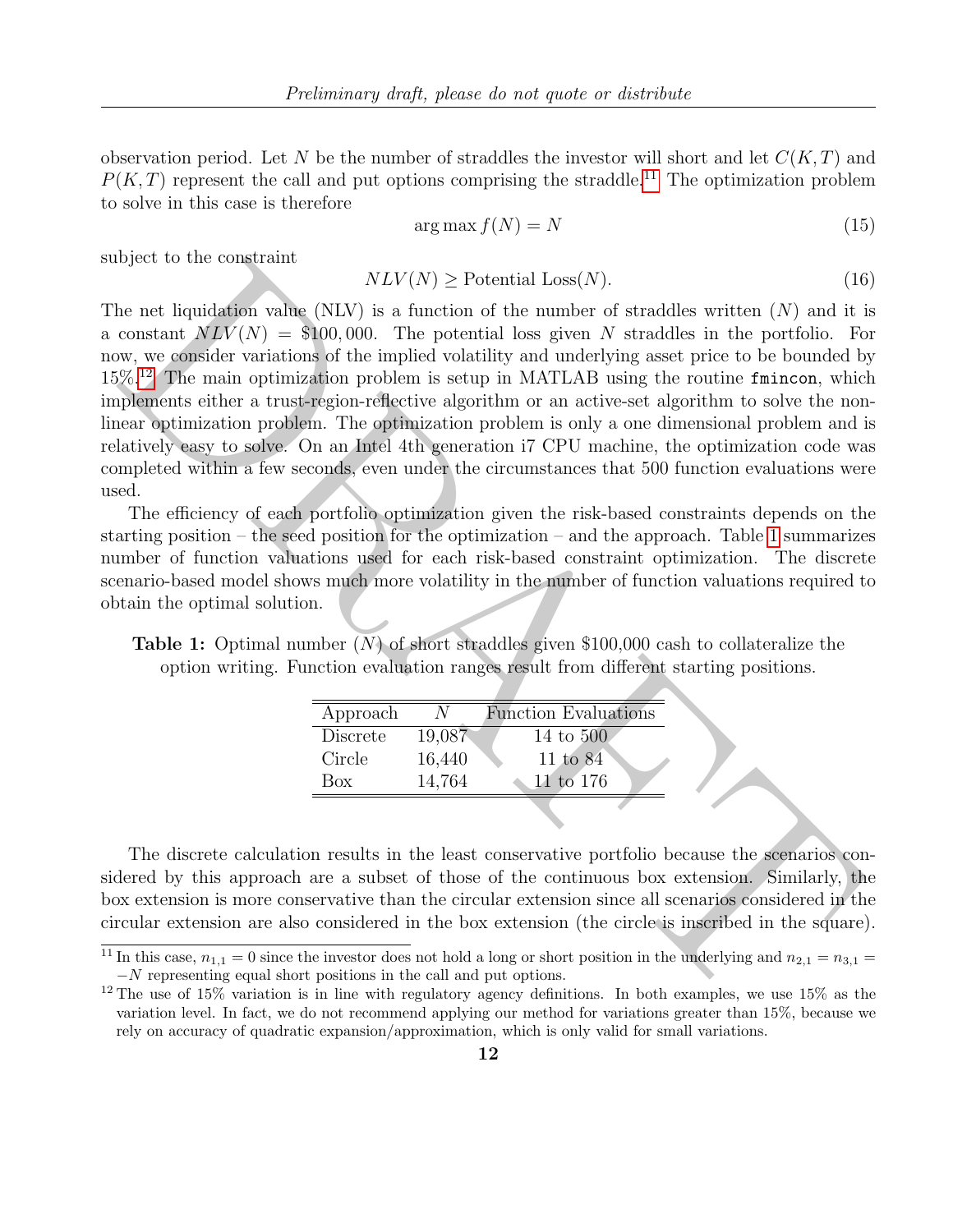observation period. Let $N$ be the number of straddles the investor will short and let $C(K,T)$ and $P(K,T)$ represent the call and put options comprising the straddle.[11] The optimization problem to solve in this case is therefore

$$\arg\max f(N) = N \tag{15}$$

subject to the constraint

$$NLV(N) \geq \text{Potential Loss}(N). \tag{16}$$

The net liquidation value (NLV) is a function of the number of straddles written ($N$) and it is a constant $NLV(N) = \$100,000$. The potential loss given $N$ straddles in the portfolio. For now, we consider variations of the implied volatility and underlying asset price to be bounded by 15%.[12] The main optimization problem is setup in MATLAB using the routine `fmincon`, which implements either a trust-region-reflective algorithm or an active-set algorithm to solve the nonlinear optimization problem. The optimization problem is only a one dimensional problem and is relatively easy to solve. On an Intel 4th generation i7 CPU machine, the optimization code was completed within a few seconds, even under the circumstances that 500 function evaluations were used.

The efficiency of each portfolio optimization given the risk-based constraints depends on the starting position – the seed position for the optimization – and the approach. Table 1 summarizes number of function valuations used for each risk-based constraint optimization. The discrete scenario-based model shows much more volatility in the number of function valuations required to obtain the optimal solution.

**Table 1:** Optimal number ($N$) of short straddles given \$100,000 cash to collateralize the option writing. Function evaluation ranges result from different starting positions.

| Approach | $N$ | Function Evaluations |
|---|---|---|
| Discrete | 19,087 | 14 to 500 |
| Circle | 16,440 | 11 to 84 |
| Box | 14,764 | 11 to 176 |

The discrete calculation results in the least conservative portfolio because the scenarios considered by this approach are a subset of those of the continuous box extension. Similarly, the box extension is more conservative than the circular extension since all scenarios considered in the circular extension are also considered in the box extension (the circle is inscribed in the square).

---

[11] In this case, $n_{1,1} = 0$ since the investor does not hold a long or short position in the underlying and $n_{2,1} = n_{3,1} = -N$ representing equal short positions in the call and put options.

[12] The use of 15% variation is in line with regulatory agency definitions. In both examples, we use 15% as the variation level. In fact, we do not recommend applying our method for variations greater than 15%, because we rely on accuracy of quadratic expansion/approximation, which is only valid for small variations.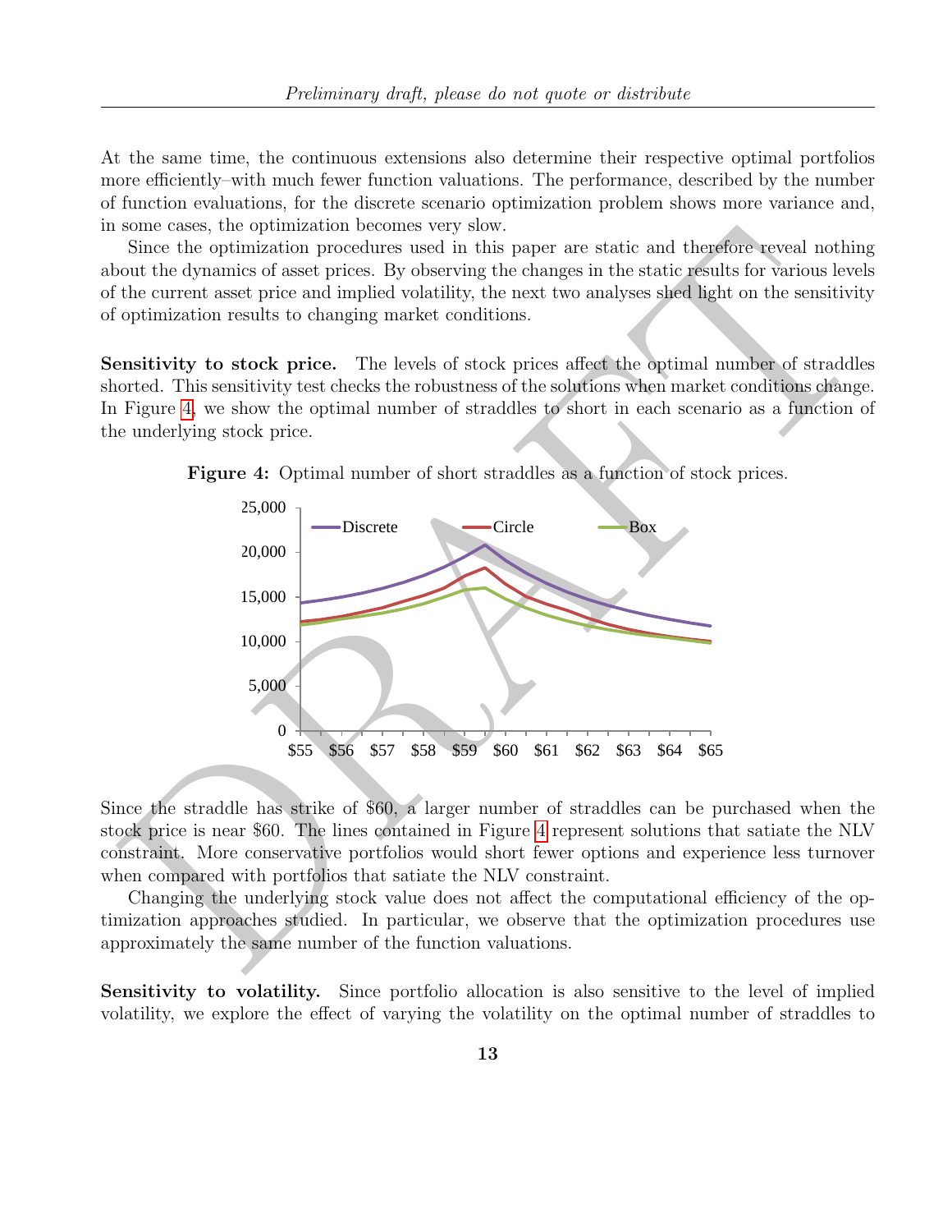At the same time, the continuous extensions also determine their respective optimal portfolios more efficiently–with much fewer function valuations. The performance, described by the number of function evaluations, for the discrete scenario optimization problem shows more variance and, in some cases, the optimization becomes very slow.

Since the optimization procedures used in this paper are static and therefore reveal nothing about the dynamics of asset prices. By observing the changes in the static results for various levels of the current asset price and implied volatility, the next two analyses shed light on the sensitivity of optimization results to changing market conditions.

**Sensitivity to stock price.** The levels of stock prices affect the optimal number of straddles shorted. This sensitivity test checks the robustness of the solutions when market conditions change. In Figure 4, we show the optimal number of straddles to short in each scenario as a function of the underlying stock price.

**Figure 4:** Optimal number of short straddles as a function of stock prices.

Since the straddle has strike of \$60, a larger number of straddles can be purchased when the stock price is near \$60. The lines contained in Figure 4 represent solutions that satiate the NLV constraint. More conservative portfolios would short fewer options and experience less turnover when compared with portfolios that satiate the NLV constraint.

Changing the underlying stock value does not affect the computational efficiency of the optimization approaches studied. In particular, we observe that the optimization procedures use approximately the same number of the function valuations.

**Sensitivity to volatility.** Since portfolio allocation is also sensitive to the level of implied volatility, we explore the effect of varying the volatility on the optimal number of straddles to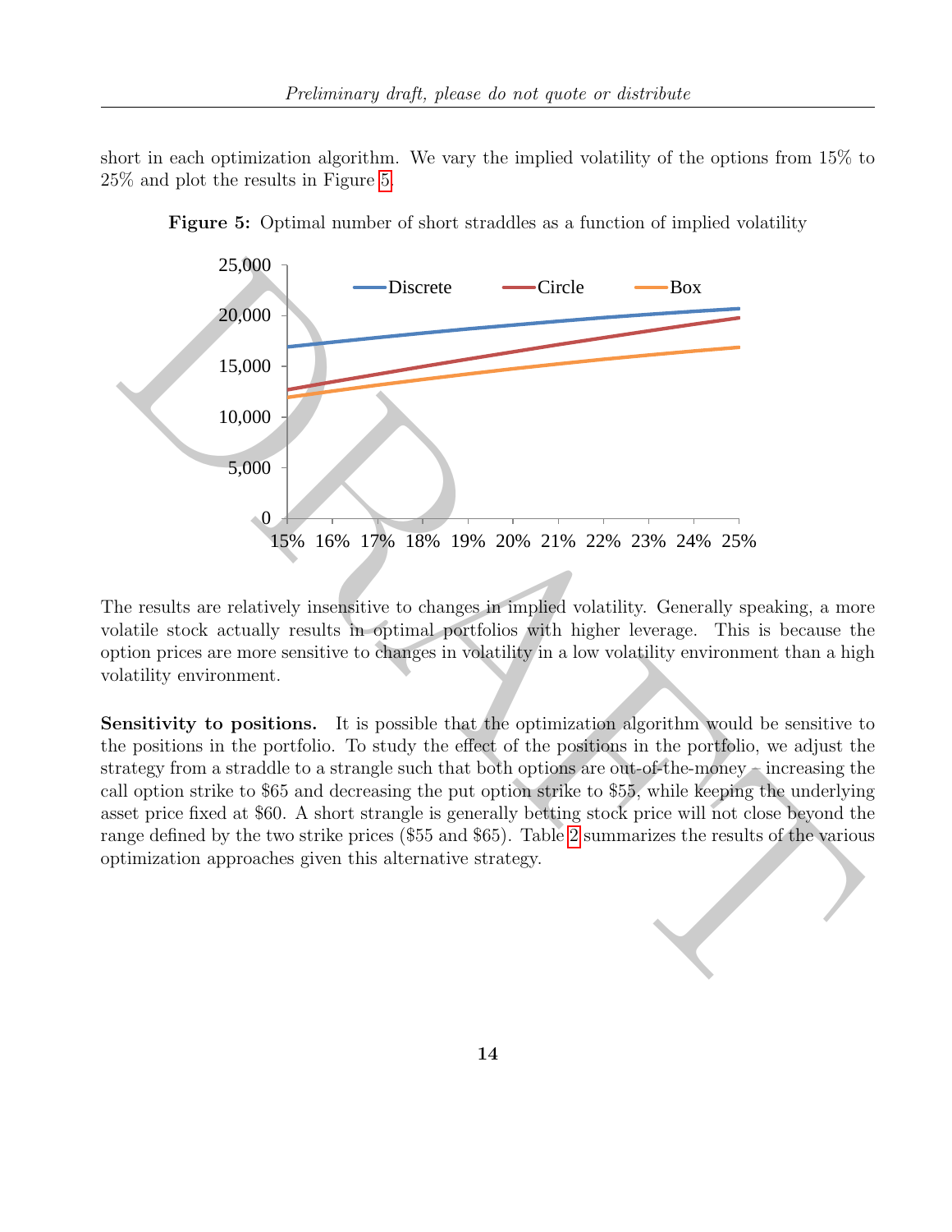short in each optimization algorithm. We vary the implied volatility of the options from 15% to 25% and plot the results in Figure 5.

**Figure 5:** Optimal number of short straddles as a function of implied volatility

The results are relatively insensitive to changes in implied volatility. Generally speaking, a more volatile stock actually results in optimal portfolios with higher leverage. This is because the option prices are more sensitive to changes in volatility in a low volatility environment than a high volatility environment.

**Sensitivity to positions.** It is possible that the optimization algorithm would be sensitive to the positions in the portfolio. To study the effect of the positions in the portfolio, we adjust the strategy from a straddle to a strangle such that both options are out-of-the-money – increasing the call option strike to $65 and decreasing the put option strike to $55, while keeping the underlying asset price fixed at $60. A short strangle is generally betting stock price will not close beyond the range defined by the two strike prices ($55 and $65). Table 2 summarizes the results of the various optimization approaches given this alternative strategy.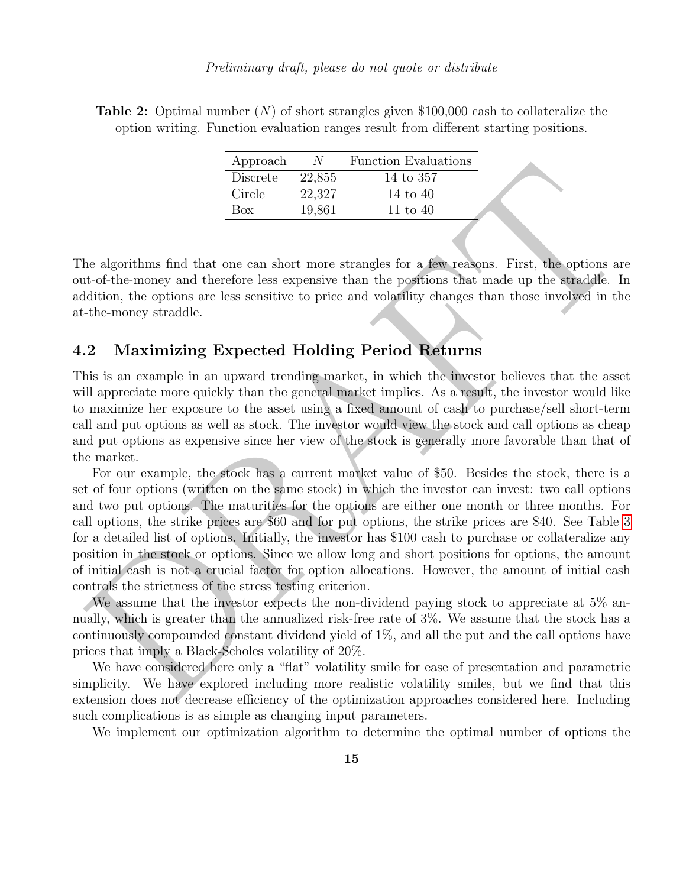**Table 2:** Optimal number ($N$) of short strangles given \$100,000 cash to collateralize the option writing. Function evaluation ranges result from different starting positions.

| Approach | $N$ | Function Evaluations |
|---|---|---|
| Discrete | 22,855 | 14 to 357 |
| Circle | 22,327 | 14 to 40 |
| Box | 19,861 | 11 to 40 |

The algorithms find that one can short more strangles for a few reasons. First, the options are out-of-the-money and therefore less expensive than the positions that made up the straddle. In addition, the options are less sensitive to price and volatility changes than those involved in the at-the-money straddle.

## 4.2 Maximizing Expected Holding Period Returns

This is an example in an upward trending market, in which the investor believes that the asset will appreciate more quickly than the general market implies. As a result, the investor would like to maximize her exposure to the asset using a fixed amount of cash to purchase/sell short-term call and put options as well as stock. The investor would view the stock and call options as cheap and put options as expensive since her view of the stock is generally more favorable than that of the market.

For our example, the stock has a current market value of \$50. Besides the stock, there is a set of four options (written on the same stock) in which the investor can invest: two call options and two put options. The maturities for the options are either one month or three months. For call options, the strike prices are \$60 and for put options, the strike prices are \$40. See Table 3 for a detailed list of options. Initially, the investor has \$100 cash to purchase or collateralize any position in the stock or options. Since we allow long and short positions for options, the amount of initial cash is not a crucial factor for option allocations. However, the amount of initial cash controls the strictness of the stress testing criterion.

We assume that the investor expects the non-dividend paying stock to appreciate at 5% annually, which is greater than the annualized risk-free rate of 3%. We assume that the stock has a continuously compounded constant dividend yield of 1%, and all the put and the call options have prices that imply a Black-Scholes volatility of 20%.

We have considered here only a "flat" volatility smile for ease of presentation and parametric simplicity. We have explored including more realistic volatility smiles, but we find that this extension does not decrease efficiency of the optimization approaches considered here. Including such complications is as simple as changing input parameters.

We implement our optimization algorithm to determine the optimal number of options the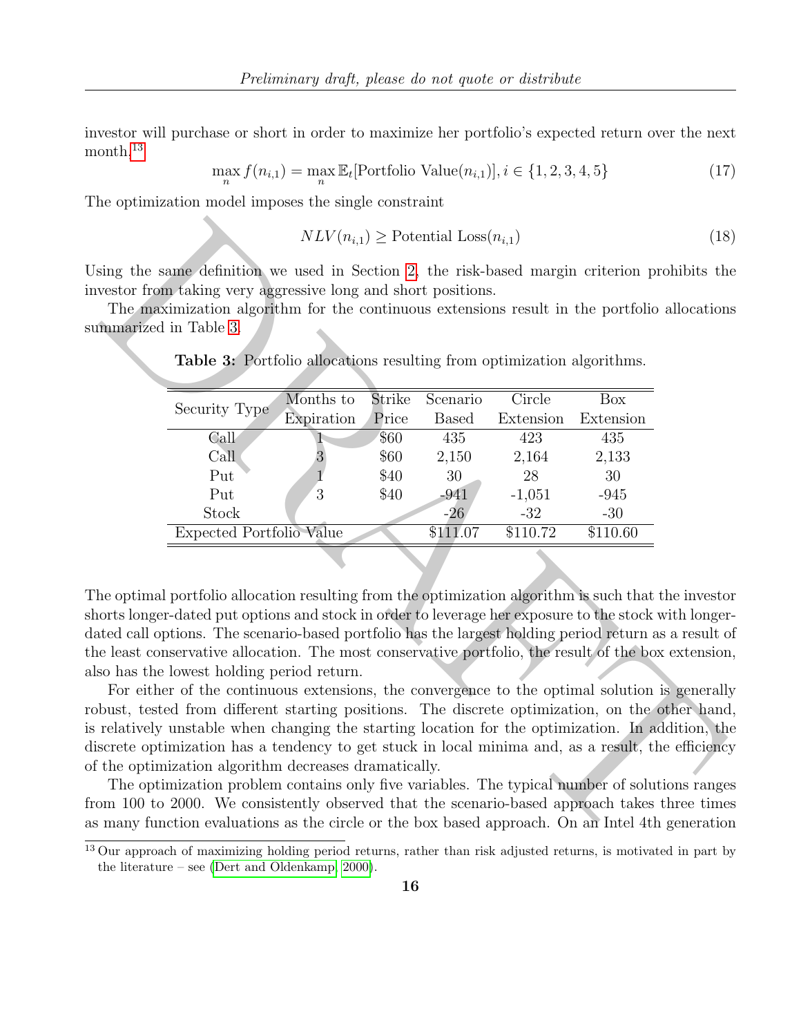investor will purchase or short in order to maximize her portfolio's expected return over the next month.[13]

$$\max_{n} f(n_{i,1}) = \max_{n} \mathbb{E}_t[\text{Portfolio Value}(n_{i,1})], i \in \{1, 2, 3, 4, 5\} \tag{17}$$

The optimization model imposes the single constraint

$$NLV(n_{i,1}) \geq \text{Potential Loss}(n_{i,1}) \tag{18}$$

Using the same definition we used in Section 2, the risk-based margin criterion prohibits the investor from taking very aggressive long and short positions.

The maximization algorithm for the continuous extensions result in the portfolio allocations summarized in Table 3.

**Table 3:** Portfolio allocations resulting from optimization algorithms.

| Security Type | Months to Expiration | Strike Price | Scenario Based | Circle Extension | Box Extension |
|---|---|---|---|---|---|
| Call | 1 | \$60 | 435 | 423 | 435 |
| Call | 3 | \$60 | 2,150 | 2,164 | 2,133 |
| Put | 1 | \$40 | 30 | 28 | 30 |
| Put | 3 | \$40 | -941 | -1,051 | -945 |
| Stock | | | -26 | -32 | -30 |
| Expected Portfolio Value | | | \$111.07 | \$110.72 | \$110.60 |

The optimal portfolio allocation resulting from the optimization algorithm is such that the investor shorts longer-dated put options and stock in order to leverage her exposure to the stock with longer-dated call options. The scenario-based portfolio has the largest holding period return as a result of the least conservative allocation. The most conservative portfolio, the result of the box extension, also has the lowest holding period return.

For either of the continuous extensions, the convergence to the optimal solution is generally robust, tested from different starting positions. The discrete optimization, on the other hand, is relatively unstable when changing the starting location for the optimization. In addition, the discrete optimization has a tendency to get stuck in local minima and, as a result, the efficiency of the optimization algorithm decreases dramatically.

The optimization problem contains only five variables. The typical number of solutions ranges from 100 to 2000. We consistently observed that the scenario-based approach takes three times as many function evaluations as the circle or the box based approach. On an Intel 4th generation

[13] Our approach of maximizing holding period returns, rather than risk adjusted returns, is motivated in part by the literature – see (Dert and Oldenkamp, 2000).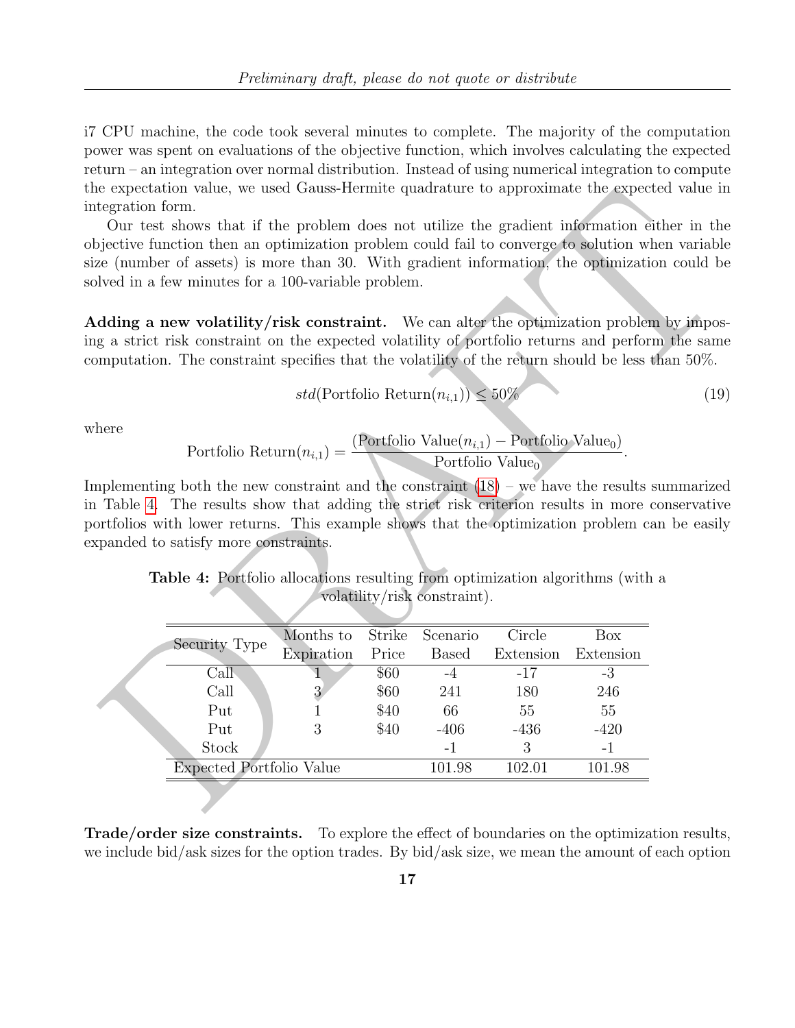i7 CPU machine, the code took several minutes to complete. The majority of the computation power was spent on evaluations of the objective function, which involves calculating the expected return – an integration over normal distribution. Instead of using numerical integration to compute the expectation value, we used Gauss-Hermite quadrature to approximate the expected value in integration form.

Our test shows that if the problem does not utilize the gradient information either in the objective function then an optimization problem could fail to converge to solution when variable size (number of assets) is more than 30. With gradient information, the optimization could be solved in a few minutes for a 100-variable problem.

**Adding a new volatility/risk constraint.** We can alter the optimization problem by imposing a strict risk constraint on the expected volatility of portfolio returns and perform the same computation. The constraint specifies that the volatility of the return should be less than 50%.

$$std(\text{Portfolio Return}(n_{i,1})) \leq 50\% \tag{19}$$

where

$$\text{Portfolio Return}(n_{i,1}) = \frac{(\text{Portfolio Value}(n_{i,1}) - \text{Portfolio Value}_0)}{\text{Portfolio Value}_0}.$$

Implementing both the new constraint and the constraint (18) – we have the results summarized in Table 4. The results show that adding the strict risk criterion results in more conservative portfolios with lower returns. This example shows that the optimization problem can be easily expanded to satisfy more constraints.

**Table 4:** Portfolio allocations resulting from optimization algorithms (with a volatility/risk constraint).

| Security Type | Months to Expiration | Strike Price | Scenario Based | Circle Extension | Box Extension |
|---|---|---|---|---|---|
| Call | 1 | \$60 | -4 | -17 | -3 |
| Call | 3 | \$60 | 241 | 180 | 246 |
| Put | 1 | \$40 | 66 | 55 | 55 |
| Put | 3 | \$40 | -406 | -436 | -420 |
| Stock | | | -1 | 3 | -1 |
| Expected Portfolio Value | | | 101.98 | 102.01 | 101.98 |

**Trade/order size constraints.** To explore the effect of boundaries on the optimization results, we include bid/ask sizes for the option trades. By bid/ask size, we mean the amount of each option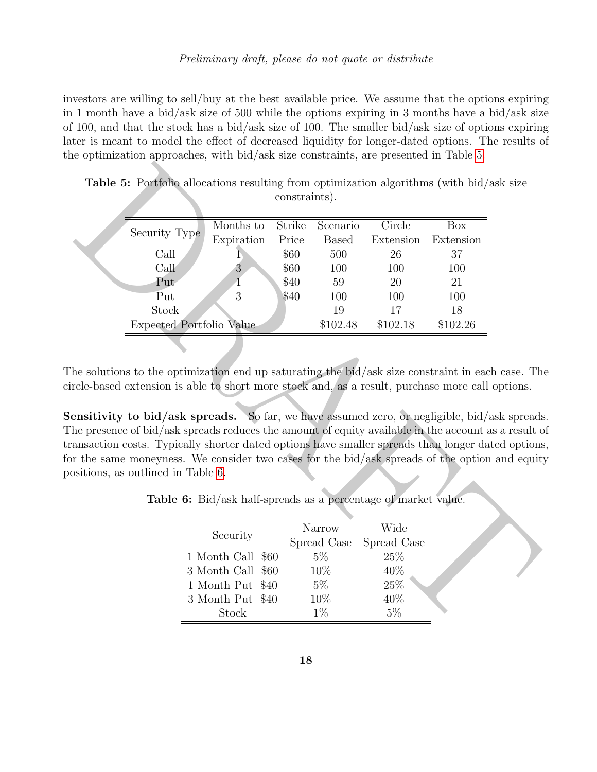investors are willing to sell/buy at the best available price. We assume that the options expiring in 1 month have a bid/ask size of 500 while the options expiring in 3 months have a bid/ask size of 100, and that the stock has a bid/ask size of 100. The smaller bid/ask size of options expiring later is meant to model the effect of decreased liquidity for longer-dated options. The results of the optimization approaches, with bid/ask size constraints, are presented in Table 5.

**Table 5:** Portfolio allocations resulting from optimization algorithms (with bid/ask size constraints).

| Security Type | Months to Expiration | Strike Price | Scenario Based | Circle Extension | Box Extension |
|---|---|---|---|---|---|
| Call | 1 | \$60 | 500 | 26 | 37 |
| Call | 3 | \$60 | 100 | 100 | 100 |
| Put | 1 | \$40 | 59 | 20 | 21 |
| Put | 3 | \$40 | 100 | 100 | 100 |
| Stock | | | 19 | 17 | 18 |
| Expected Portfolio Value | | | \$102.48 | \$102.18 | \$102.26 |

The solutions to the optimization end up saturating the bid/ask size constraint in each case. The circle-based extension is able to short more stock and, as a result, purchase more call options.

**Sensitivity to bid/ask spreads.** So far, we have assumed zero, or negligible, bid/ask spreads. The presence of bid/ask spreads reduces the amount of equity available in the account as a result of transaction costs. Typically shorter dated options have smaller spreads than longer dated options, for the same moneyness. We consider two cases for the bid/ask spreads of the option and equity positions, as outlined in Table 6.

**Table 6:** Bid/ask half-spreads as a percentage of market value.

| Security | Narrow Spread Case | Wide Spread Case |
|---|---|---|
| 1 Month Call \$60 | 5% | 25% |
| 3 Month Call \$60 | 10% | 40% |
| 1 Month Put \$40 | 5% | 25% |
| 3 Month Put \$40 | 10% | 40% |
| Stock | 1% | 5% |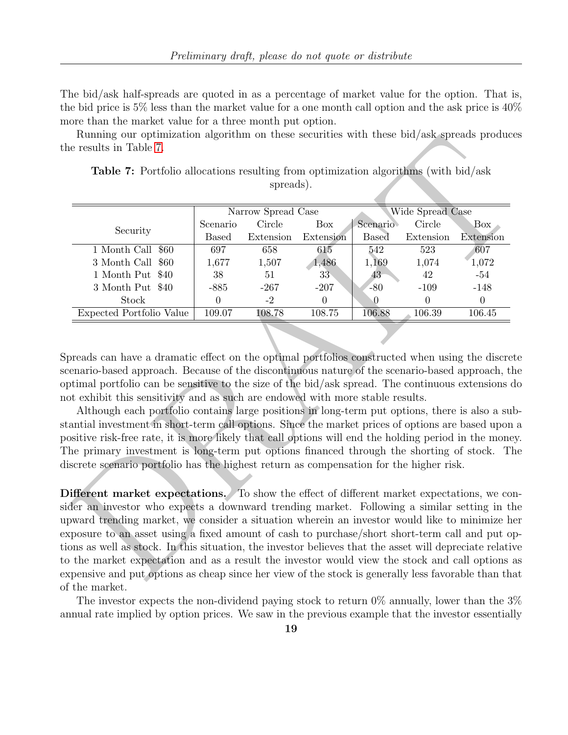The bid/ask half-spreads are quoted in as a percentage of market value for the option. That is, the bid price is 5% less than the market value for a one month call option and the ask price is 40% more than the market value for a three month put option.

Running our optimization algorithm on these securities with these bid/ask spreads produces the results in Table 7.

**Table 7:** Portfolio allocations resulting from optimization algorithms (with bid/ask spreads).

| Security | Narrow Spread Case | | | Wide Spread Case | | |
|---|---|---|---|---|---|---|
| | Scenario Based | Circle Extension | Box Extension | Scenario Based | Circle Extension | Box Extension |
| 1 Month Call $60 | 697 | 658 | 615 | 542 | 523 | 607 |
| 3 Month Call $60 | 1,677 | 1,507 | 1,486 | 1,169 | 1,074 | 1,072 |
| 1 Month Put $40 | 38 | 51 | 33 | 43 | 42 | -54 |
| 3 Month Put $40 | -885 | -267 | -207 | -80 | -109 | -148 |
| Stock | 0 | -2 | 0 | 0 | 0 | 0 |
| Expected Portfolio Value | 109.07 | 108.78 | 108.75 | 106.88 | 106.39 | 106.45 |

Spreads can have a dramatic effect on the optimal portfolios constructed when using the discrete scenario-based approach. Because of the discontinuous nature of the scenario-based approach, the optimal portfolio can be sensitive to the size of the bid/ask spread. The continuous extensions do not exhibit this sensitivity and as such are endowed with more stable results.

Although each portfolio contains large positions in long-term put options, there is also a substantial investment in short-term call options. Since the market prices of options are based upon a positive risk-free rate, it is more likely that call options will end the holding period in the money. The primary investment is long-term put options financed through the shorting of stock. The discrete scenario portfolio has the highest return as compensation for the higher risk.

**Different market expectations.** To show the effect of different market expectations, we consider an investor who expects a downward trending market. Following a similar setting in the upward trending market, we consider a situation wherein an investor would like to minimize her exposure to an asset using a fixed amount of cash to purchase/short short-term call and put options as well as stock. In this situation, the investor believes that the asset will depreciate relative to the market expectation and as a result the investor would view the stock and call options as expensive and put options as cheap since her view of the stock is generally less favorable than that of the market.

The investor expects the non-dividend paying stock to return 0% annually, lower than the 3% annual rate implied by option prices. We saw in the previous example that the investor essentially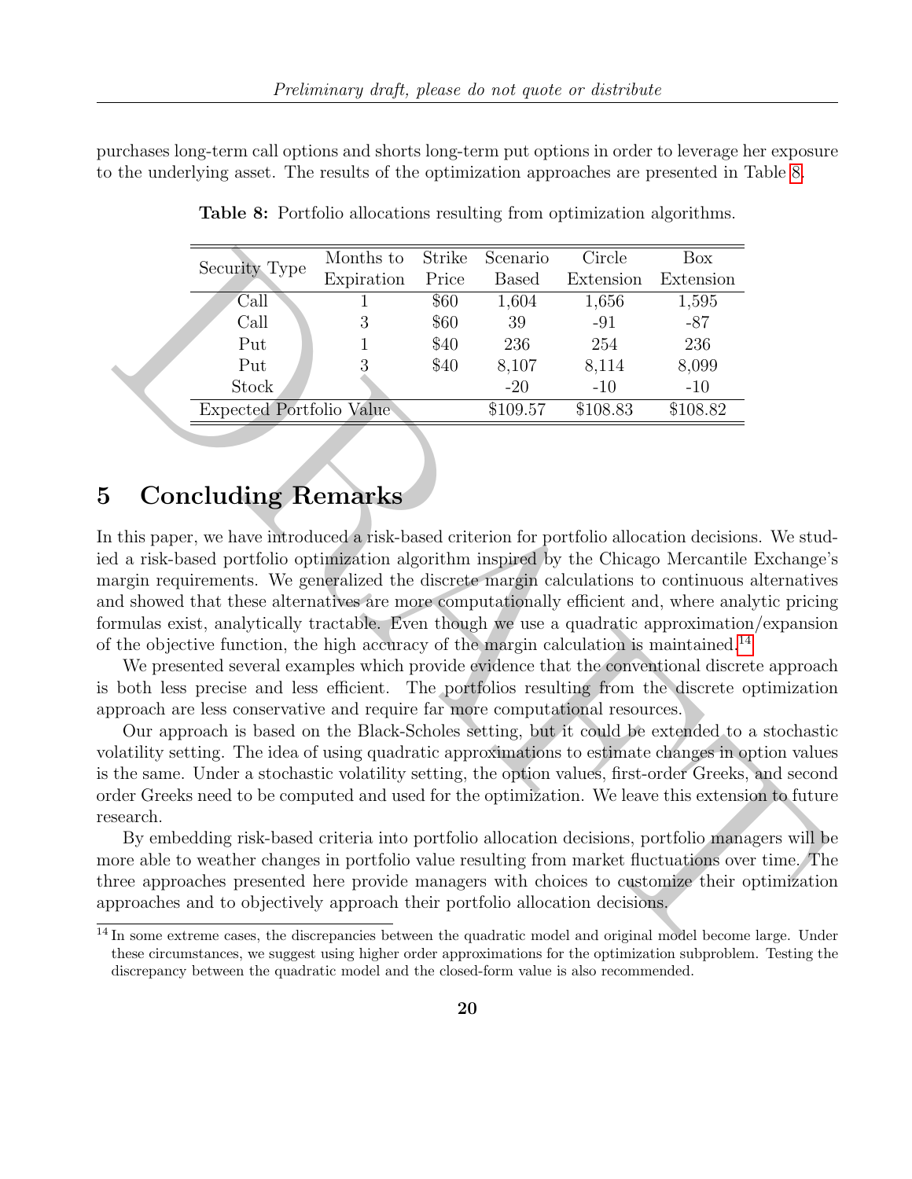purchases long-term call options and shorts long-term put options in order to leverage her exposure to the underlying asset. The results of the optimization approaches are presented in Table 8.

**Table 8:** Portfolio allocations resulting from optimization algorithms.

| Security Type | Months to Expiration | Strike Price | Scenario Based | Circle Extension | Box Extension |
|---|---|---|---|---|---|
| Call | 1 | $60 | 1,604 | 1,656 | 1,595 |
| Call | 3 | $60 | 39 | -91 | -87 |
| Put | 1 | $40 | 236 | 254 | 236 |
| Put | 3 | $40 | 8,107 | 8,114 | 8,099 |
| Stock | | | -20 | -10 | -10 |
| Expected Portfolio Value | | | $109.57 | $108.83 | $108.82 |

## 5 Concluding Remarks

In this paper, we have introduced a risk-based criterion for portfolio allocation decisions. We studied a risk-based portfolio optimization algorithm inspired by the Chicago Mercantile Exchange's margin requirements. We generalized the discrete margin calculations to continuous alternatives and showed that these alternatives are more computationally efficient and, where analytic pricing formulas exist, analytically tractable. Even though we use a quadratic approximation/expansion of the objective function, the high accuracy of the margin calculation is maintained.[14]

We presented several examples which provide evidence that the conventional discrete approach is both less precise and less efficient. The portfolios resulting from the discrete optimization approach are less conservative and require far more computational resources.

Our approach is based on the Black-Scholes setting, but it could be extended to a stochastic volatility setting. The idea of using quadratic approximations to estimate changes in option values is the same. Under a stochastic volatility setting, the option values, first-order Greeks, and second order Greeks need to be computed and used for the optimization. We leave this extension to future research.

By embedding risk-based criteria into portfolio allocation decisions, portfolio managers will be more able to weather changes in portfolio value resulting from market fluctuations over time. The three approaches presented here provide managers with choices to customize their optimization approaches and to objectively approach their portfolio allocation decisions.

[14] In some extreme cases, the discrepancies between the quadratic model and original model become large. Under these circumstances, we suggest using higher order approximations for the optimization subproblem. Testing the discrepancy between the quadratic model and the closed-form value is also recommended.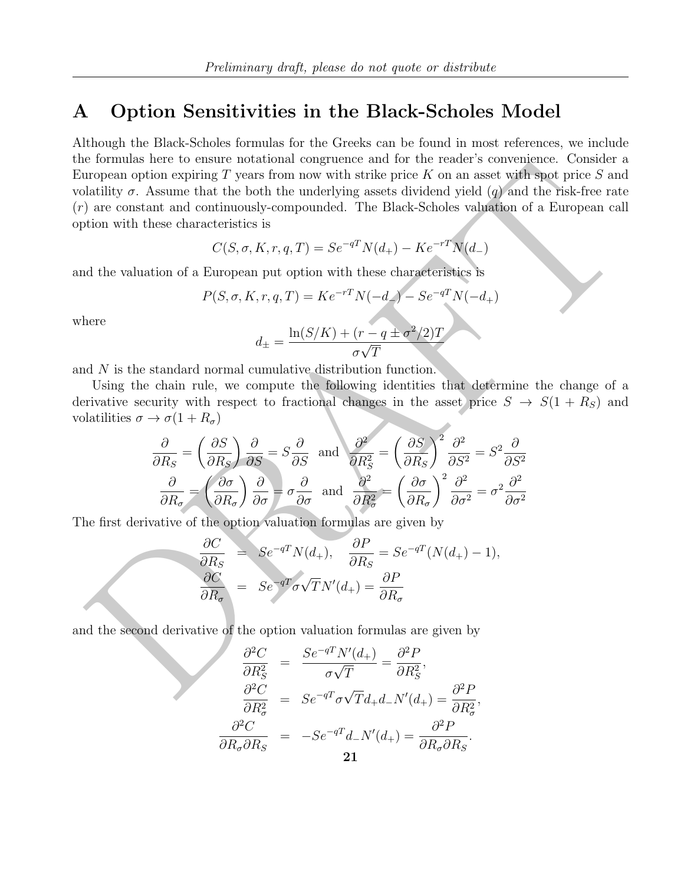# A Option Sensitivities in the Black-Scholes Model

Although the Black-Scholes formulas for the Greeks can be found in most references, we include the formulas here to ensure notational congruence and for the reader's convenience. Consider a European option expiring $T$ years from now with strike price $K$ on an asset with spot price $S$ and volatility $\sigma$. Assume that the both the underlying assets dividend yield ($q$) and the risk-free rate ($r$) are constant and continuously-compounded. The Black-Scholes valuation of a European call option with these characteristics is

$$C(S, \sigma, K, r, q, T) = Se^{-qT} N(d_+) - Ke^{-rT} N(d_-)$$

and the valuation of a European put option with these characteristics is

$$P(S, \sigma, K, r, q, T) = Ke^{-rT} N(-d_-) - Se^{-qT} N(-d_+)$$

where

$$d_\pm = \frac{\ln(S/K) + (r - q \pm \sigma^2/2)T}{\sigma\sqrt{T}}$$

and $N$ is the standard normal cumulative distribution function.

Using the chain rule, we compute the following identities that determine the change of a derivative security with respect to fractional changes in the asset price $S \to S(1 + R_S)$ and volatilities $\sigma \to \sigma(1 + R_\sigma)$

$$\frac{\partial}{\partial R_S} = \left(\frac{\partial S}{\partial R_S}\right)\frac{\partial}{\partial S} = S\frac{\partial}{\partial S} \quad \text{and} \quad \frac{\partial^2}{\partial R_S^2} = \left(\frac{\partial S}{\partial R_S}\right)^2 \frac{\partial^2}{\partial S^2} = S^2 \frac{\partial}{\partial S^2}$$
$$\frac{\partial}{\partial R_\sigma} = \left(\frac{\partial \sigma}{\partial R_\sigma}\right)\frac{\partial}{\partial \sigma} = \sigma\frac{\partial}{\partial \sigma} \quad \text{and} \quad \frac{\partial^2}{\partial R_\sigma^2} = \left(\frac{\partial \sigma}{\partial R_\sigma}\right)^2 \frac{\partial^2}{\partial \sigma^2} = \sigma^2 \frac{\partial^2}{\partial \sigma^2}$$

The first derivative of the option valuation formulas are given by

$$\begin{aligned}
\frac{\partial C}{\partial R_S} &= Se^{-qT} N(d_+), \quad \frac{\partial P}{\partial R_S} = Se^{-qT}(N(d_+) - 1), \\
\frac{\partial C}{\partial R_\sigma} &= Se^{-qT} \sigma\sqrt{T} N'(d_+) = \frac{\partial P}{\partial R_\sigma}
\end{aligned}$$

and the second derivative of the option valuation formulas are given by

$$\begin{aligned}
\frac{\partial^2 C}{\partial R_S^2} &= \frac{Se^{-qT} N'(d_+)}{\sigma\sqrt{T}} = \frac{\partial^2 P}{\partial R_S^2}, \\
\frac{\partial^2 C}{\partial R_\sigma^2} &= Se^{-qT} \sigma\sqrt{T} d_+ d_- N'(d_+) = \frac{\partial^2 P}{\partial R_\sigma^2}, \\
\frac{\partial^2 C}{\partial R_\sigma \partial R_S} &= -Se^{-qT} d_- N'(d_+) = \frac{\partial^2 P}{\partial R_\sigma \partial R_S}.
\end{aligned}$$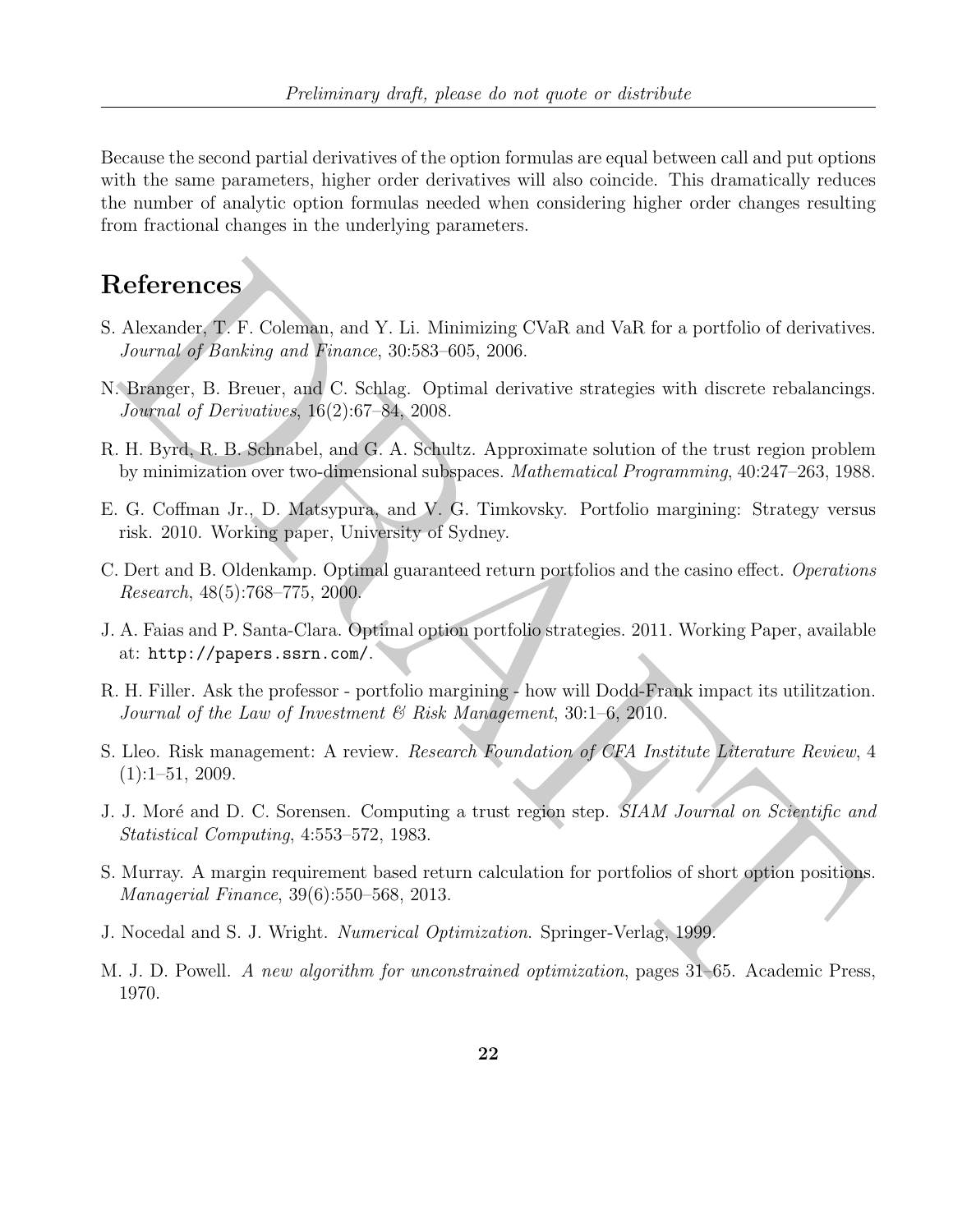Because the second partial derivatives of the option formulas are equal between call and put options with the same parameters, higher order derivatives will also coincide. This dramatically reduces the number of analytic option formulas needed when considering higher order changes resulting from fractional changes in the underlying parameters.

# References

S. Alexander, T. F. Coleman, and Y. Li. Minimizing CVaR and VaR for a portfolio of derivatives. *Journal of Banking and Finance*, 30:583–605, 2006.

N. Branger, B. Breuer, and C. Schlag. Optimal derivative strategies with discrete rebalancings. *Journal of Derivatives*, 16(2):67–84, 2008.

R. H. Byrd, R. B. Schnabel, and G. A. Schultz. Approximate solution of the trust region problem by minimization over two-dimensional subspaces. *Mathematical Programming*, 40:247–263, 1988.

E. G. Coffman Jr., D. Matsypura, and V. G. Timkovsky. Portfolio margining: Strategy versus risk. 2010. Working paper, University of Sydney.

C. Dert and B. Oldenkamp. Optimal guaranteed return portfolios and the casino effect. *Operations Research*, 48(5):768–775, 2000.

J. A. Faias and P. Santa-Clara. Optimal option portfolio strategies. 2011. Working Paper, available at: `http://papers.ssrn.com/`.

R. H. Filler. Ask the professor - portfolio margining - how will Dodd-Frank impact its utilitzation. *Journal of the Law of Investment & Risk Management*, 30:1–6, 2010.

S. Lleo. Risk management: A review. *Research Foundation of CFA Institute Literature Review*, 4 (1):1–51, 2009.

J. J. Moré and D. C. Sorensen. Computing a trust region step. *SIAM Journal on Scientific and Statistical Computing*, 4:553–572, 1983.

S. Murray. A margin requirement based return calculation for portfolios of short option positions. *Managerial Finance*, 39(6):550–568, 2013.

J. Nocedal and S. J. Wright. *Numerical Optimization*. Springer-Verlag, 1999.

M. J. D. Powell. *A new algorithm for unconstrained optimization*, pages 31–65. Academic Press, 1970.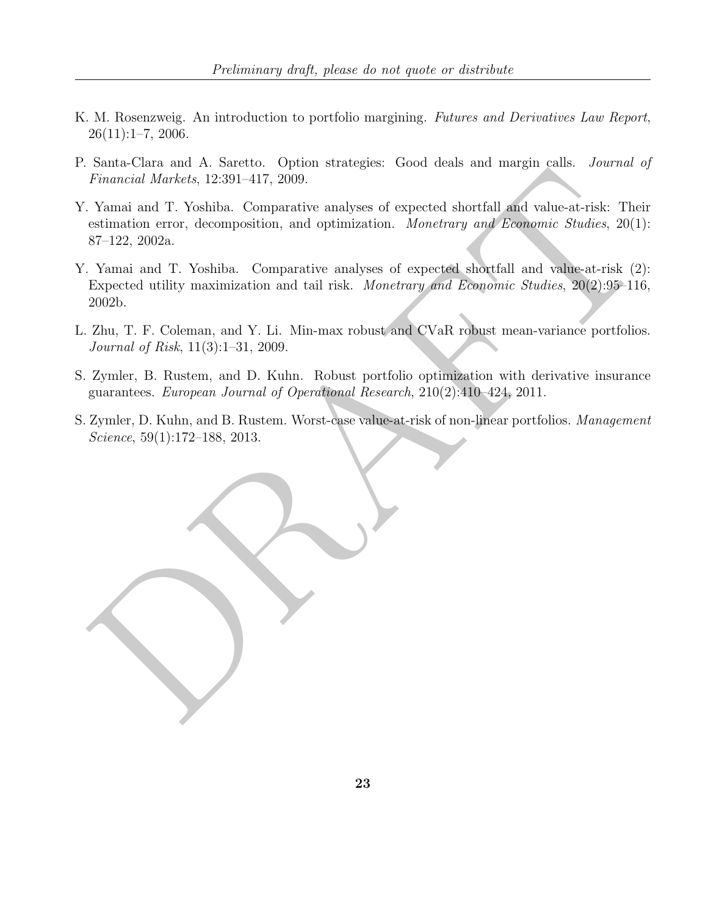K. M. Rosenzweig. An introduction to portfolio margining. *Futures and Derivatives Law Report*, 26(11):1–7, 2006.

P. Santa-Clara and A. Saretto. Option strategies: Good deals and margin calls. *Journal of Financial Markets*, 12:391–417, 2009.

Y. Yamai and T. Yoshiba. Comparative analyses of expected shortfall and value-at-risk: Their estimation error, decomposition, and optimization. *Monetrary and Economic Studies*, 20(1): 87–122, 2002a.

Y. Yamai and T. Yoshiba. Comparative analyses of expected shortfall and value-at-risk (2): Expected utility maximization and tail risk. *Monetrary and Economic Studies*, 20(2):95–116, 2002b.

L. Zhu, T. F. Coleman, and Y. Li. Min-max robust and CVaR robust mean-variance portfolios. *Journal of Risk*, 11(3):1–31, 2009.

S. Zymler, B. Rustem, and D. Kuhn. Robust portfolio optimization with derivative insurance guarantees. *European Journal of Operational Research*, 210(2):410–424, 2011.

S. Zymler, D. Kuhn, and B. Rustem. Worst-case value-at-risk of non-linear portfolios. *Management Science*, 59(1):172–188, 2013.